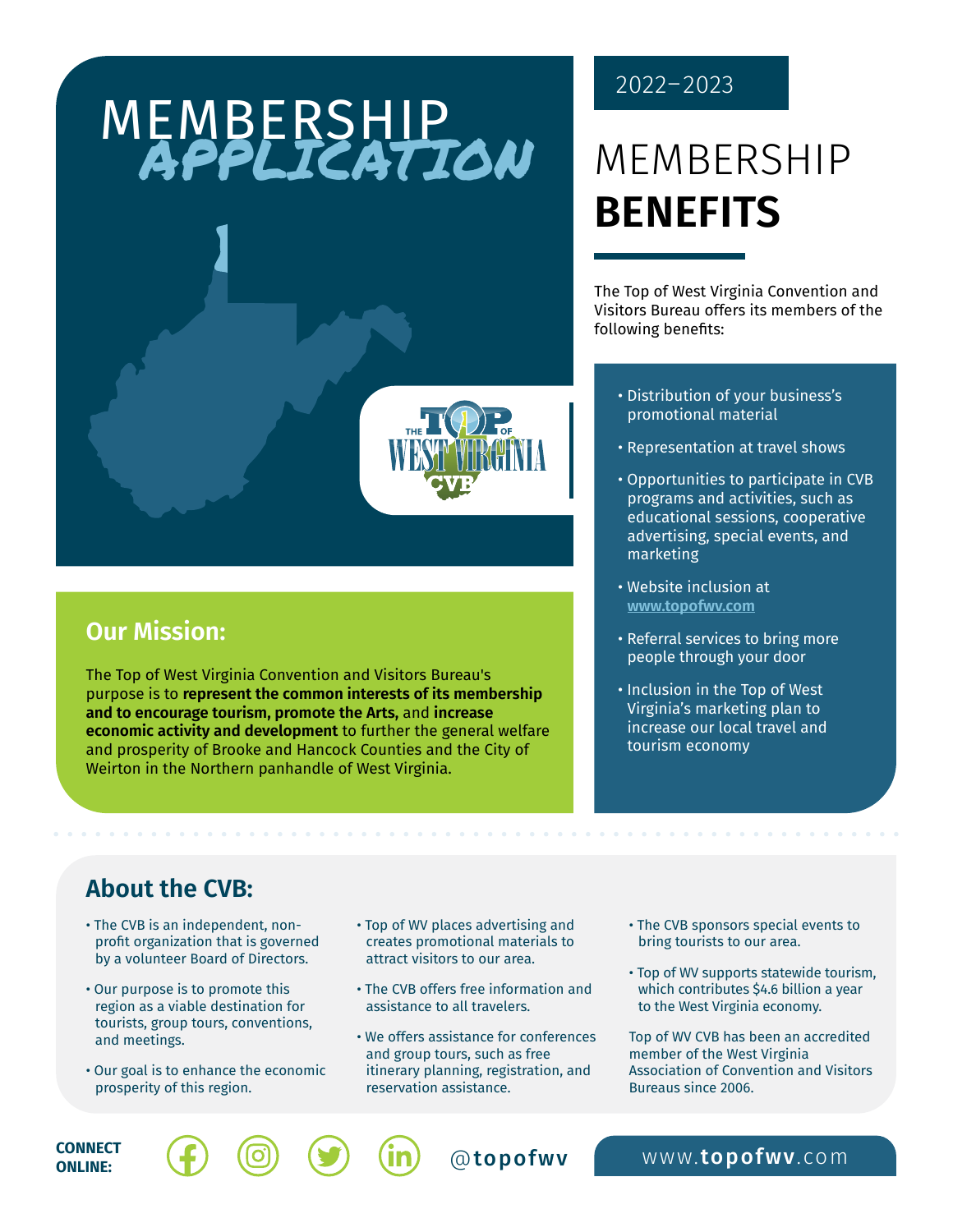# MEMBERSHIP APPLICATION

THE TOP OF WEST VIRGINIA CVB

## Our Mission:

The Top of West Virginia Convention and Visitors Bureau's purpose is to **represent the common interests of its membership and to encourage tourism, promote the Arts,** and **increase economic activity and development** to further the general welfare and prosperity of Brooke and Hancock Counties and the City of Weirton in the Northern panhandle of West Virginia.

2022–2023

# MEMBERSHIP **BENEFITS**

The Top of West Virginia Convention and Visitors Bureau offers its members of the following benefits:

- Distribution of your business's promotional material
- Representation at travel shows
- Opportunities to participate in CVB programs and activities, such as educational sessions, cooperative advertising, special events, and marketing
- Website inclusion at www.topofwv.com
- Referral services to bring more people through your door
- Inclusion in the Top of West Virginia's marketing plan to increase our local travel and tourism economy

## About the CVB:

- The CVB is an independent, non-profit organization that is governed by a volunteer Board of Directors.
- Our purpose is to promote this region as a viable destination for tourists, group tours, conventions, and meetings.
- Our goal is to enhance the economic prosperity of this region.
- Top of WV places advertising and creates promotional materials to attract visitors to our area.
- The CVB offers free information and assistance to all travelers.
- We offers assistance for conferences and group tours, such as free itinerary planning, registration, and reservation assistance.
- The CVB sponsors special events to bring tourists to our area.
- Top of WV supports statewide tourism, which contributes $4.6 billion a year to the West Virginia economy.

Top of WV CVB has been an accredited member of the West Virginia Association of Convention and Visitors Bureaus since 2006.

**CONNECT ONLINE:** @topofwv

www.topofwv.com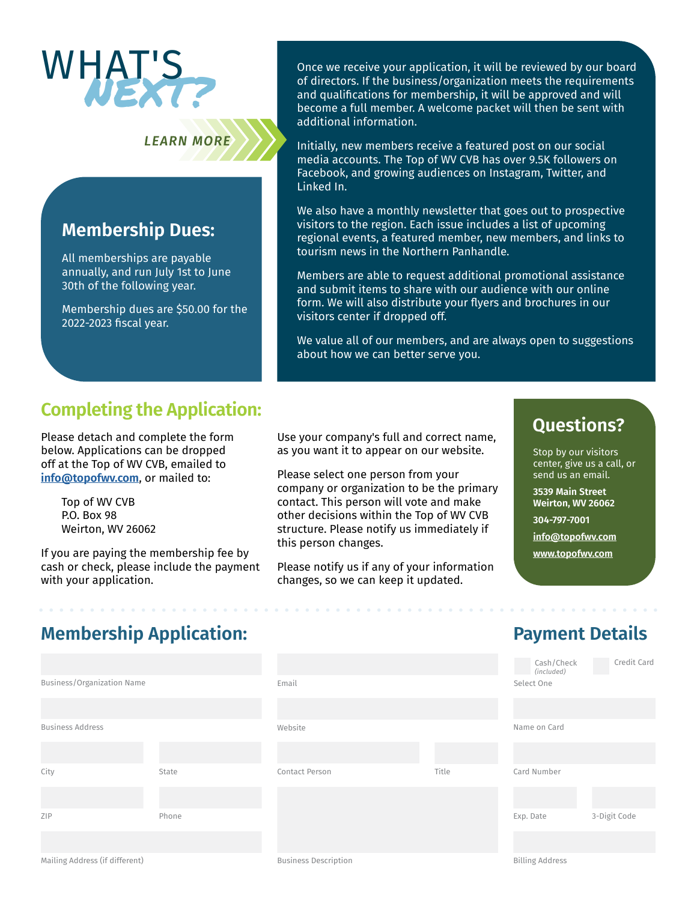# WHAT'S NEXT?

*LEARN MORE*

Once we receive your application, it will be reviewed by our board of directors. If the business/organization meets the requirements and qualifications for membership, it will be approved and will become a full member. A welcome packet will then be sent with additional information.

Initially, new members receive a featured post on our social media accounts. The Top of WV CVB has over 9.5K followers on Facebook, and growing audiences on Instagram, Twitter, and Linked In.

We also have a monthly newsletter that goes out to prospective visitors to the region. Each issue includes a list of upcoming regional events, a featured member, new members, and links to tourism news in the Northern Panhandle.

Members are able to request additional promotional assistance and submit items to share with our audience with our online form. We will also distribute your flyers and brochures in our visitors center if dropped off.

We value all of our members, and are always open to suggestions about how we can better serve you.

## Membership Dues:

All memberships are payable annually, and run July 1st to June 30th of the following year.

Membership dues are $50.00 for the 2022-2023 fiscal year.

## Completing the Application:

Please detach and complete the form below. Applications can be dropped off at the Top of WV CVB, emailed to info@topofwv.com, or mailed to:

Top of WV CVB
P.O. Box 98
Weirton, WV 26062

If you are paying the membership fee by cash or check, please include the payment with your application.

Use your company's full and correct name, as you want it to appear on our website.

Please select one person from your company or organization to be the primary contact. This person will vote and make other decisions within the Top of WV CVB structure. Please notify us immediately if this person changes.

Please notify us if any of your information changes, so we can keep it updated.

## Questions?

Stop by our visitors center, give us a call, or send us an email.

**3539 Main Street**
**Weirton, WV 26062**

**304-797-7001**

**info@topofwv.com**

**www.topofwv.com**

## Membership Application:

Business/Organization Name

Business Address

City

State

ZIP

Phone

Mailing Address (if different)

Email

Website

Contact Person

Title

Business Description

## Payment Details

Cash/Check *(included)*

Credit Card

Select One

Name on Card

Card Number

Exp. Date

3-Digit Code

Billing Address